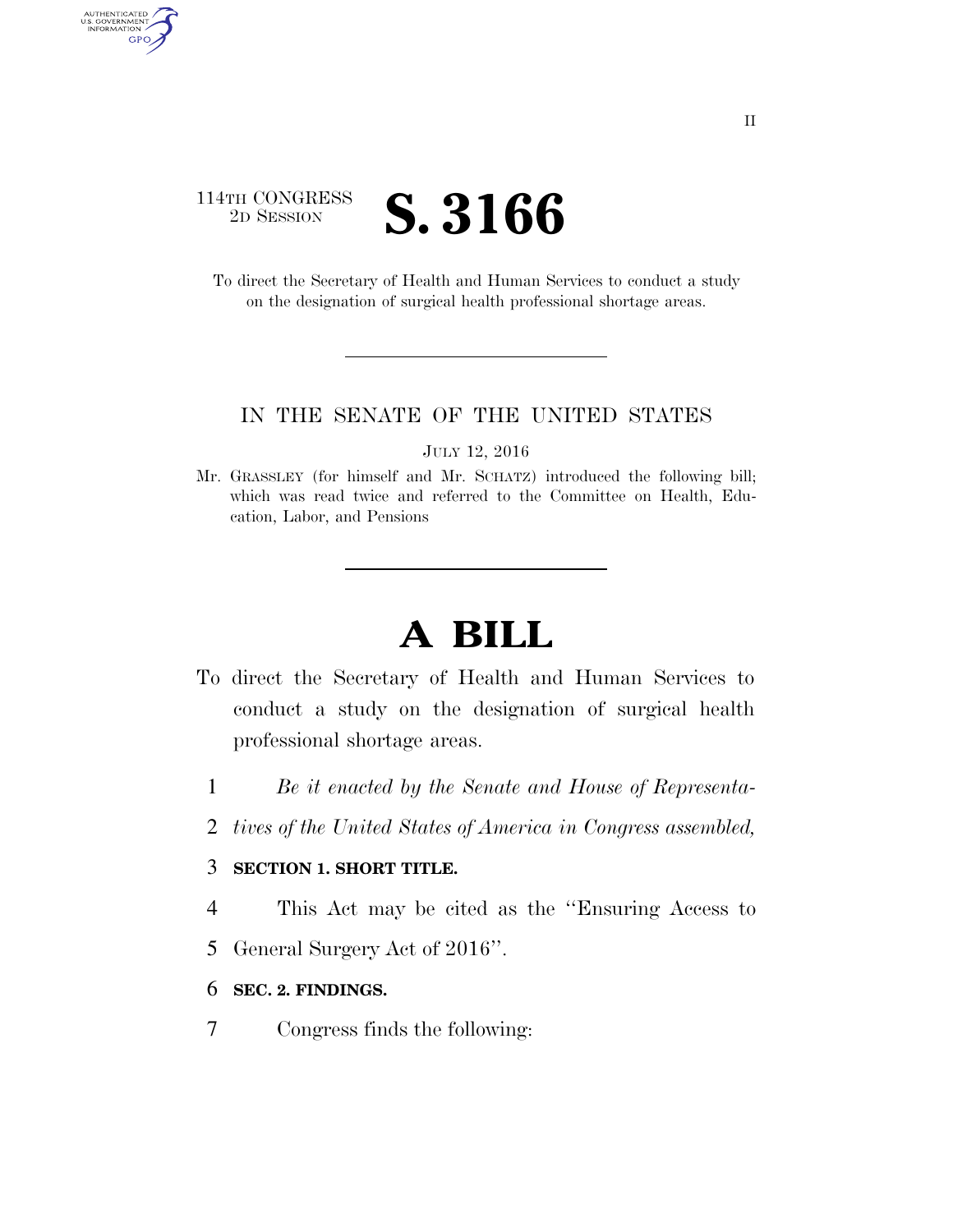114TH CONGRESS
2D SESSION

# S. 3166

To direct the Secretary of Health and Human Services to conduct a study on the designation of surgical health professional shortage areas.

---

IN THE SENATE OF THE UNITED STATES

JULY 12, 2016

Mr. GRASSLEY (for himself and Mr. SCHATZ) introduced the following bill; which was read twice and referred to the Committee on Health, Education, Labor, and Pensions

---

# A BILL

To direct the Secretary of Health and Human Services to conduct a study on the designation of surgical health professional shortage areas.

1 *Be it enacted by the Senate and House of Representa-*
2 *tives of the United States of America in Congress assembled,*

3 **SECTION 1. SHORT TITLE.**

4 This Act may be cited as the "Ensuring Access to
5 General Surgery Act of 2016".

6 **SEC. 2. FINDINGS.**

7 Congress finds the following: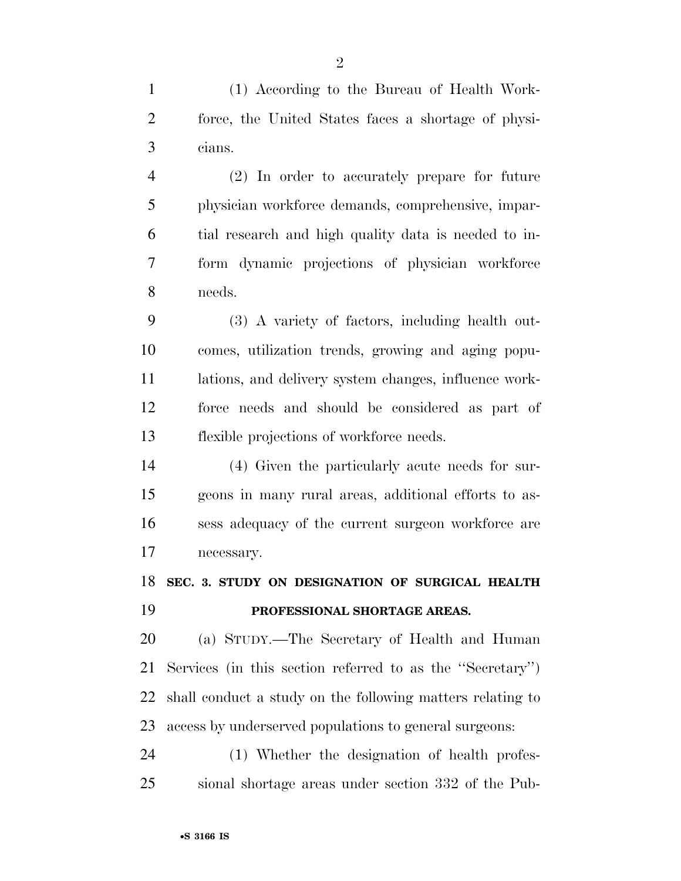(1) According to the Bureau of Health Workforce, the United States faces a shortage of physicians.

(2) In order to accurately prepare for future physician workforce demands, comprehensive, impartial research and high quality data is needed to inform dynamic projections of physician workforce needs.

(3) A variety of factors, including health outcomes, utilization trends, growing and aging populations, and delivery system changes, influence workforce needs and should be considered as part of flexible projections of workforce needs.

(4) Given the particularly acute needs for surgeons in many rural areas, additional efforts to assess adequacy of the current surgeon workforce are necessary.

## SEC. 3. STUDY ON DESIGNATION OF SURGICAL HEALTH PROFESSIONAL SHORTAGE AREAS.

(a) STUDY.—The Secretary of Health and Human Services (in this section referred to as the ''Secretary'') shall conduct a study on the following matters relating to access by underserved populations to general surgeons:

(1) Whether the designation of health professional shortage areas under section 332 of the Pub-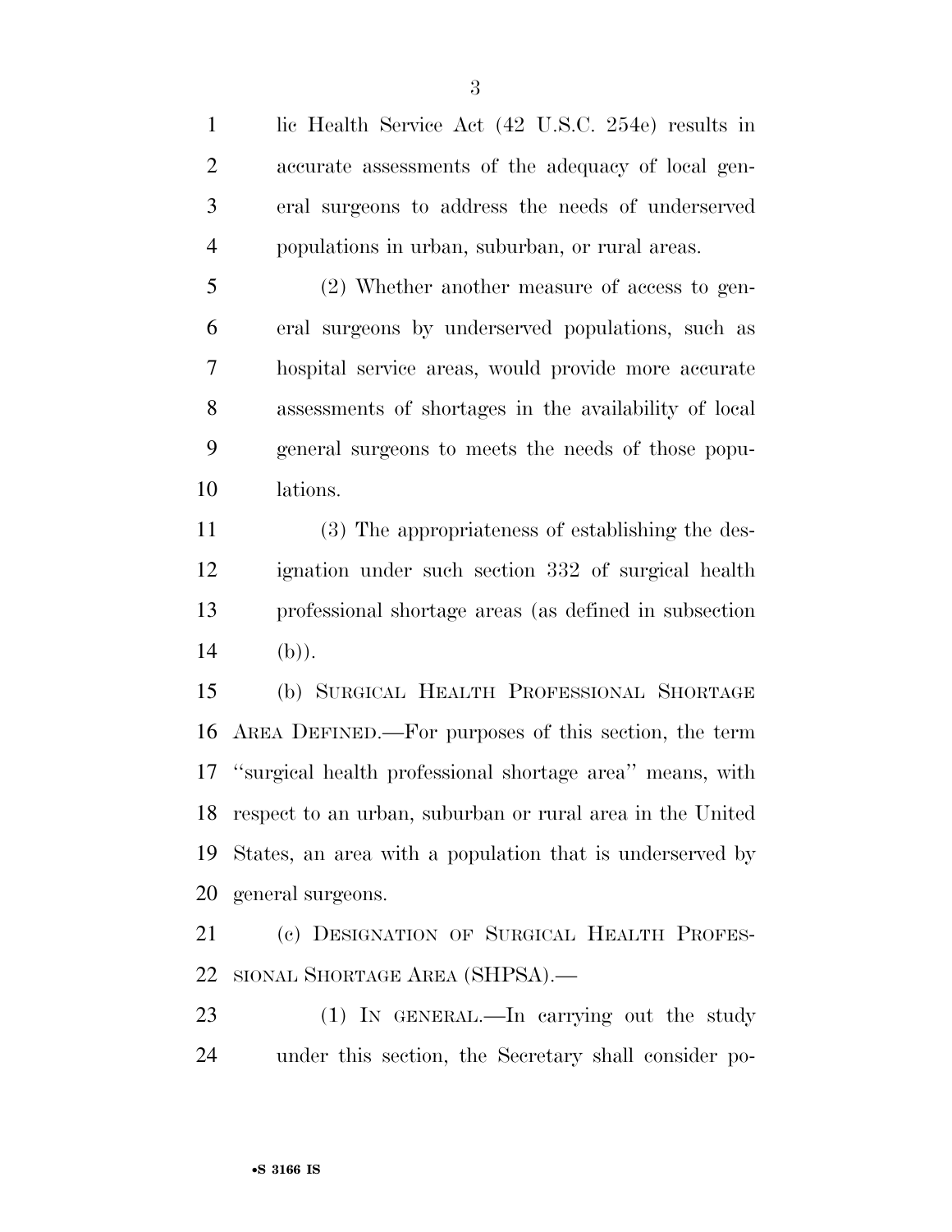lic Health Service Act (42 U.S.C. 254e) results in accurate assessments of the adequacy of local general surgeons to address the needs of underserved populations in urban, suburban, or rural areas.

(2) Whether another measure of access to general surgeons by underserved populations, such as hospital service areas, would provide more accurate assessments of shortages in the availability of local general surgeons to meets the needs of those populations.

(3) The appropriateness of establishing the designation under such section 332 of surgical health professional shortage areas (as defined in subsection (b)).

(b) SURGICAL HEALTH PROFESSIONAL SHORTAGE AREA DEFINED.—For purposes of this section, the term "surgical health professional shortage area" means, with respect to an urban, suburban or rural area in the United States, an area with a population that is underserved by general surgeons.

(c) DESIGNATION OF SURGICAL HEALTH PROFESSIONAL SHORTAGE AREA (SHPSA).—

(1) IN GENERAL.—In carrying out the study under this section, the Secretary shall consider po-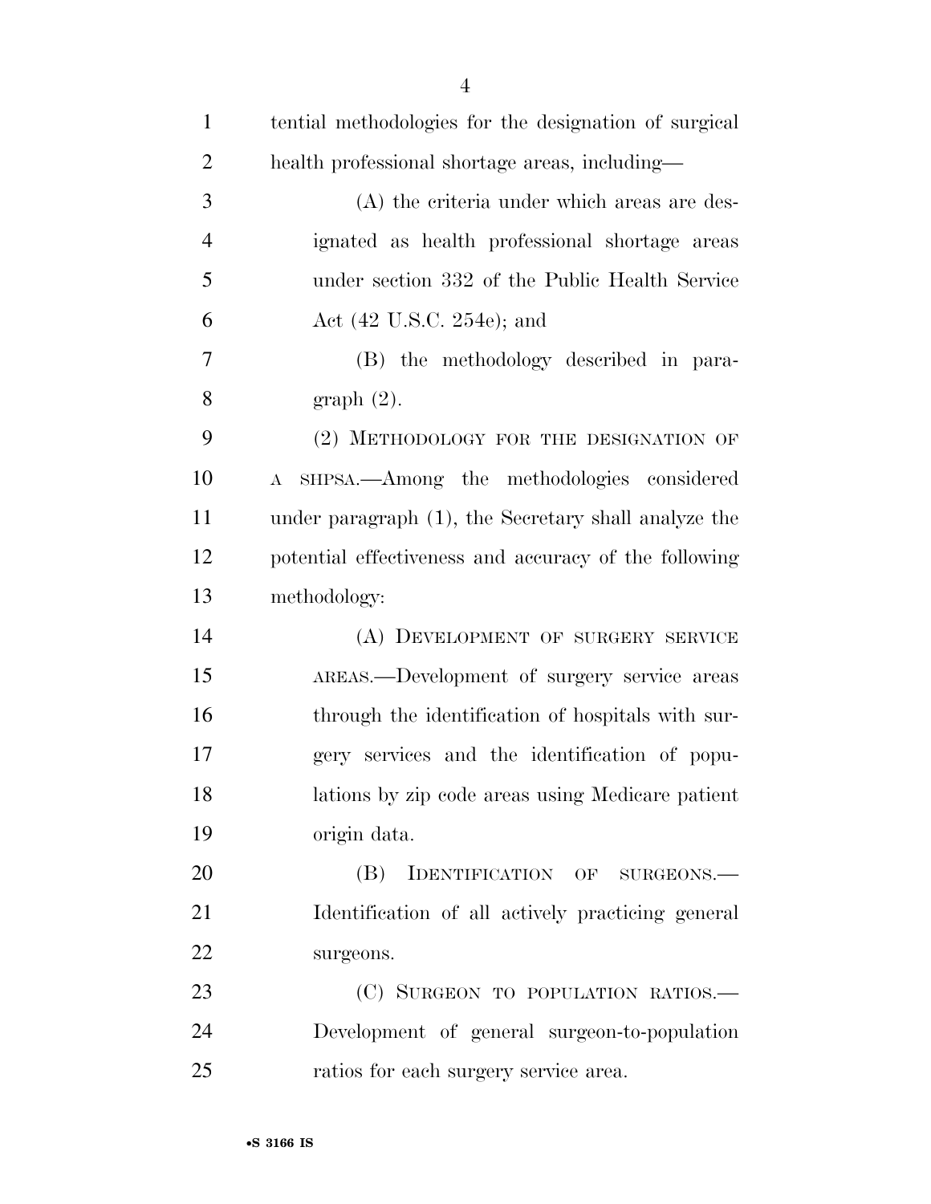tential methodologies for the designation of surgical health professional shortage areas, including—

(A) the criteria under which areas are designated as health professional shortage areas under section 332 of the Public Health Service Act (42 U.S.C. 254e); and

(B) the methodology described in paragraph (2).

(2) METHODOLOGY FOR THE DESIGNATION OF A SHPSA.—Among the methodologies considered under paragraph (1), the Secretary shall analyze the potential effectiveness and accuracy of the following methodology:

(A) DEVELOPMENT OF SURGERY SERVICE AREAS.—Development of surgery service areas through the identification of hospitals with surgery services and the identification of populations by zip code areas using Medicare patient origin data.

(B) IDENTIFICATION OF SURGEONS.—Identification of all actively practicing general surgeons.

(C) SURGEON TO POPULATION RATIOS.—Development of general surgeon-to-population ratios for each surgery service area.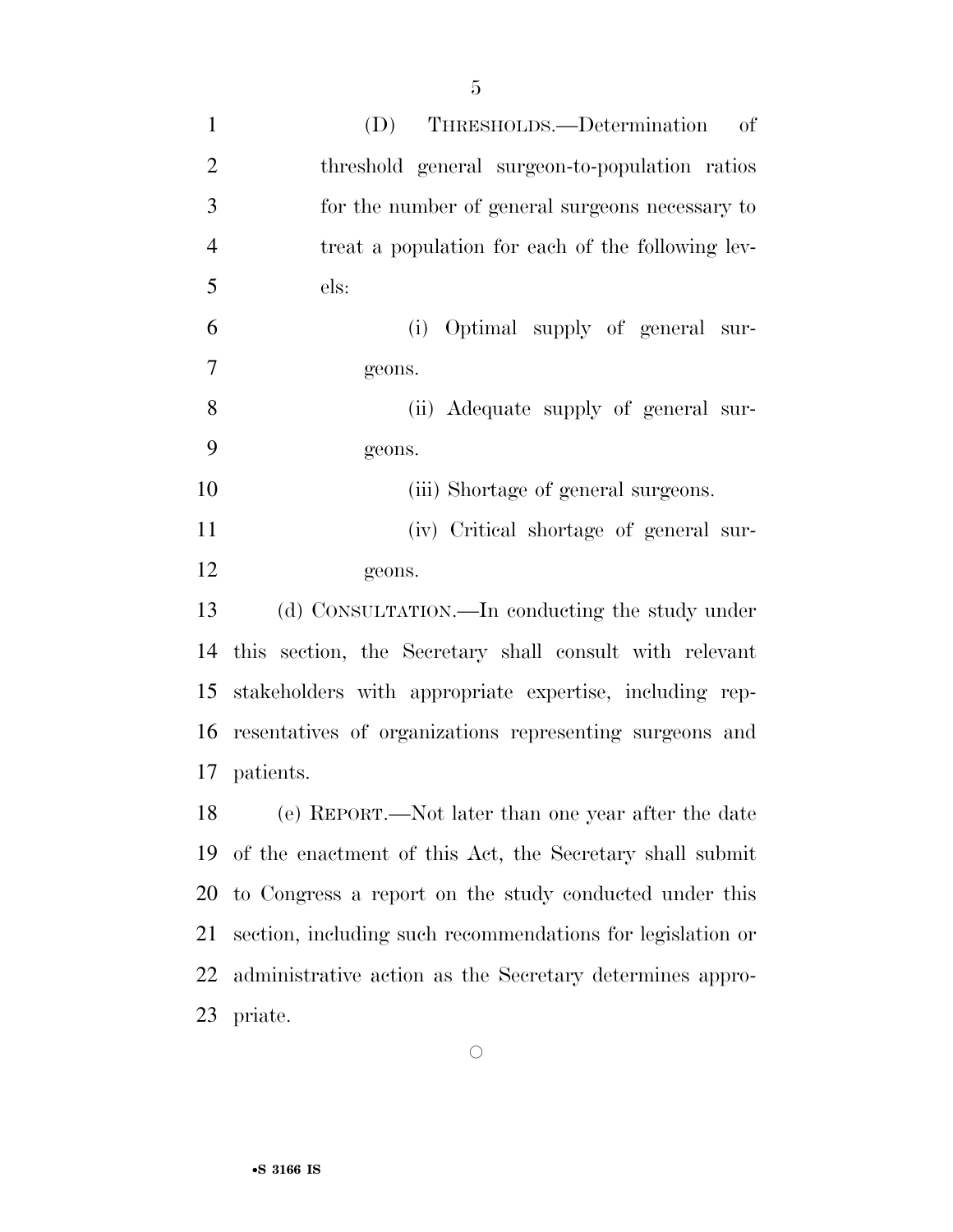(D) THRESHOLDS.—Determination of threshold general surgeon-to-population ratios for the number of general surgeons necessary to treat a population for each of the following levels:

(i) Optimal supply of general surgeons.

(ii) Adequate supply of general surgeons.

(iii) Shortage of general surgeons.

(iv) Critical shortage of general surgeons.

(d) CONSULTATION.—In conducting the study under this section, the Secretary shall consult with relevant stakeholders with appropriate expertise, including representatives of organizations representing surgeons and patients.

(e) REPORT.—Not later than one year after the date of the enactment of this Act, the Secretary shall submit to Congress a report on the study conducted under this section, including such recommendations for legislation or administrative action as the Secretary determines appropriate.

○